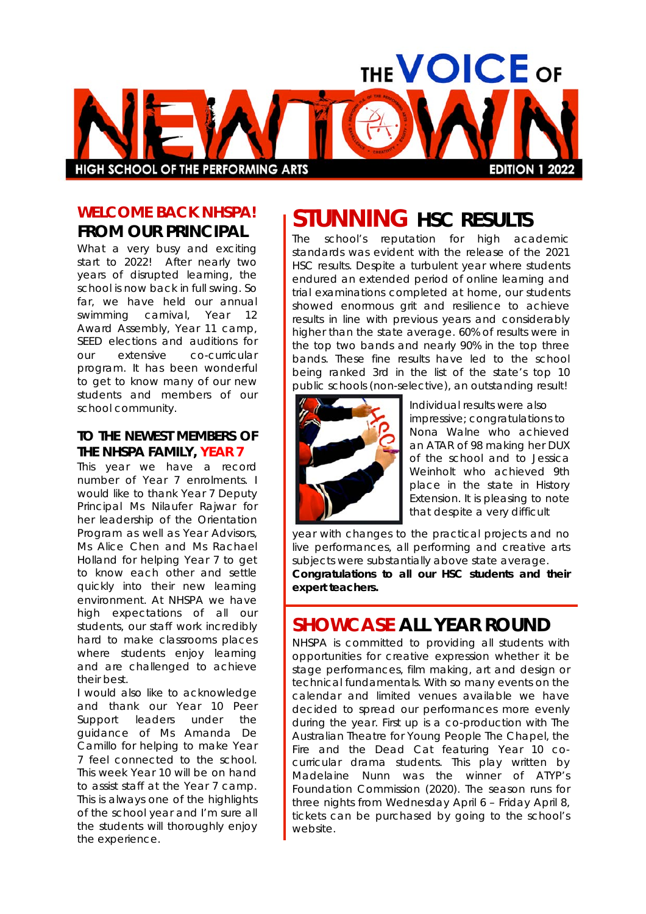# THE VOICE OF NEWTOWN

HIGH SCHOOL OF THE PERFORMING ARTS

EDITION 1 2022

## WELCOME BACK NHSPA! FROM OUR PRINCIPAL

What a very busy and exciting start to 2022! After nearly two years of disrupted learning, the school is now back in full swing. So far, we have held our annual swimming carnival, Year 12 Award Assembly, Year 11 camp, SEED elections and auditions for our extensive co-curricular program. It has been wonderful to get to know many of our new students and members of our school community.

### TO THE NEWEST MEMBERS OF THE NHSPA FAMILY, YEAR 7

This year we have a record number of Year 7 enrolments. I would like to thank Year 7 Deputy Principal Ms Nilaufer Rajwar for her leadership of the Orientation Program as well as Year Advisors, Ms Alice Chen and Ms Rachael Holland for helping Year 7 to get to know each other and settle quickly into their new learning environment. At NHSPA we have high expectations of all our students, our staff work incredibly hard to make classrooms places where students enjoy learning and are challenged to achieve their best.

I would also like to acknowledge and thank our Year 10 Peer Support leaders under the guidance of Ms Amanda De Camillo for helping to make Year 7 feel connected to the school. This week Year 10 will be on hand to assist staff at the Year 7 camp. This is always one of the highlights of the school year and I'm sure all the students will thoroughly enjoy the experience.

## STUNNING HSC RESULTS

The school's reputation for high academic standards was evident with the release of the 2021 HSC results. Despite a turbulent year where students endured an extended period of online learning and trial examinations completed at home, our students showed enormous grit and resilience to achieve results in line with previous years and considerably higher than the state average. 60% of results were in the top two bands and nearly 90% in the top three bands. These fine results have led to the school being ranked 3rd in the list of the state's top 10 public schools (non-selective), an outstanding result!

Individual results were also impressive; congratulations to Nona Walne who achieved an ATAR of 98 making her DUX of the school and to Jessica Weinholt who achieved 9th place in the state in History Extension. It is pleasing to note that despite a very difficult year with changes to the practical projects and no live performances, all performing and creative arts subjects were substantially above state average.

**Congratulations to all our HSC students and their expert teachers.**

## SHOWCASE ALL YEAR ROUND

NHSPA is committed to providing all students with opportunities for creative expression whether it be stage performances, film making, art and design or technical fundamentals. With so many events on the calendar and limited venues available we have decided to spread our performances more evenly during the year. First up is a co-production with The Australian Theatre for Young People The Chapel, the Fire and the Dead Cat featuring Year 10 co-curricular drama students. This play written by Madelaine Nunn was the winner of ATYP's Foundation Commission (2020). The season runs for three nights from Wednesday April 6 – Friday April 8, tickets can be purchased by going to the school's website.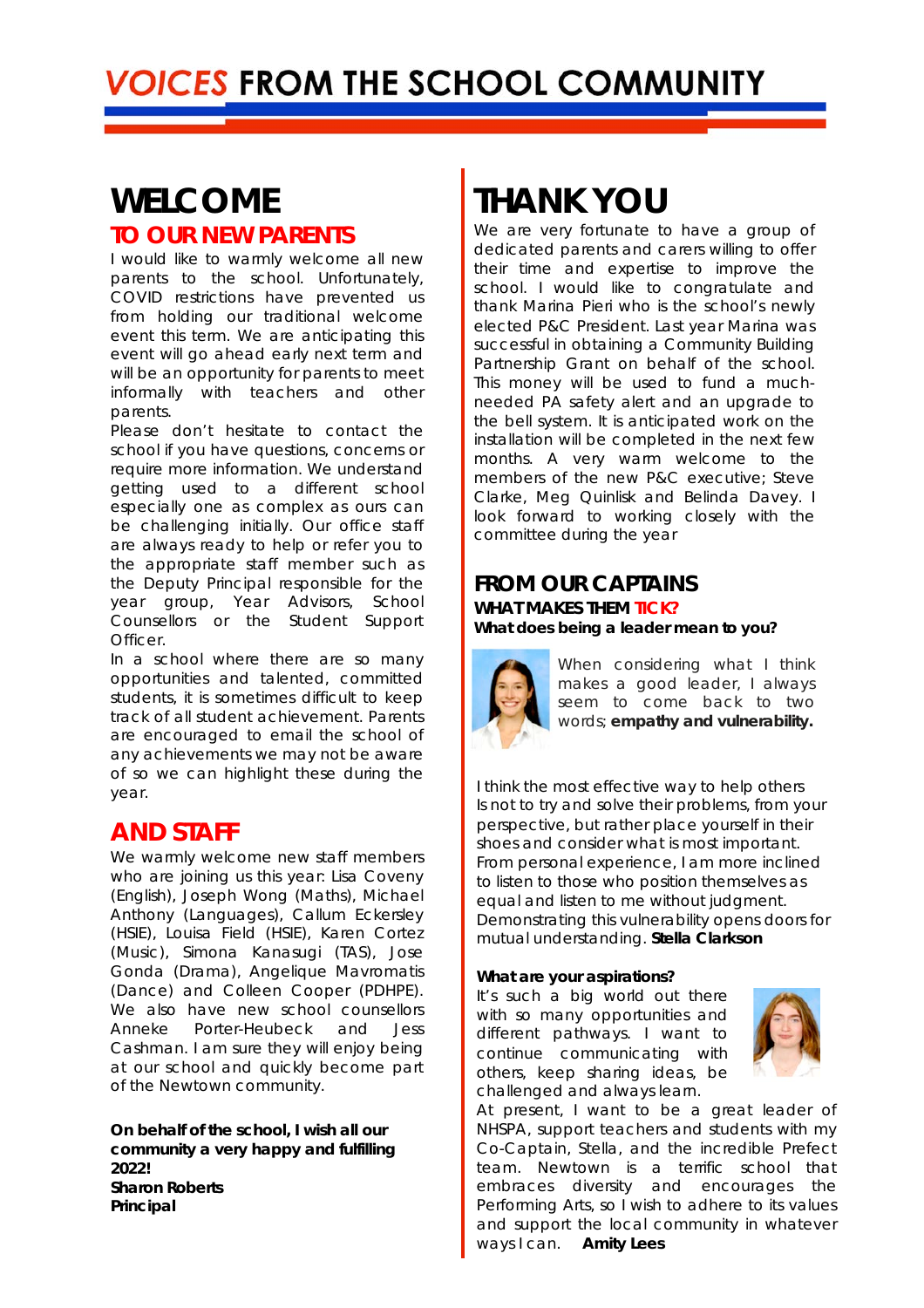# VOICES FROM THE SCHOOL COMMUNITY

## WELCOME

### TO OUR NEW PARENTS

I would like to warmly welcome all new parents to the school. Unfortunately, COVID restrictions have prevented us from holding our traditional welcome event this term. We are anticipating this event will go ahead early next term and will be an opportunity for parents to meet informally with teachers and other parents.

Please don't hesitate to contact the school if you have questions, concerns or require more information. We understand getting used to a different school especially one as complex as ours can be challenging initially. Our office staff are always ready to help or refer you to the appropriate staff member such as the Deputy Principal responsible for the year group, Year Advisors, School Counsellors or the Student Support Officer.

In a school where there are so many opportunities and talented, committed students, it is sometimes difficult to keep track of all student achievement. Parents are encouraged to email the school of any achievements we may not be aware of so we can highlight these during the year.

## AND STAFF

We warmly welcome new staff members who are joining us this year: Lisa Coveny (English), Joseph Wong (Maths), Michael Anthony (Languages), Callum Eckersley (HSIE), Louisa Field (HSIE), Karen Cortez (Music), Simona Kanasugi (TAS), Jose Gonda (Drama), Angelique Mavromatis (Dance) and Colleen Cooper (PDHPE). We also have new school counsellors Anneke Porter-Heubeck and Jess Cashman. I am sure they will enjoy being at our school and quickly become part of the Newtown community.

**On behalf of the school, I wish all our community a very happy and fulfilling 2022!**
**Sharon Roberts**
**Principal**

## THANK YOU

We are very fortunate to have a group of dedicated parents and carers willing to offer their time and expertise to improve the school. I would like to congratulate and thank Marina Pieri who is the school's newly elected P&C President. Last year Marina was successful in obtaining a Community Building Partnership Grant on behalf of the school. This money will be used to fund a much-needed PA safety alert and an upgrade to the bell system. It is anticipated work on the installation will be completed in the next few months. A very warm welcome to the members of the new P&C executive; Steve Clarke, Meg Quinlisk and Belinda Davey. I look forward to working closely with the committee during the year

## FROM OUR CAPTAINS

### WHAT MAKES THEM TICK?

**What does being a leader mean to you?**

When considering what I think makes a good leader, I always seem to come back to two words; **empathy and vulnerability.**

I think the most effective way to help others Is not to try and solve their problems, from your perspective, but rather place yourself in their shoes and consider what is most important. From personal experience, I am more inclined to listen to those who position themselves as equal and listen to me without judgment. Demonstrating this vulnerability opens doors for mutual understanding. **Stella Clarkson**

**What are your aspirations?**

It's such a big world out there with so many opportunities and different pathways. I want to continue communicating with others, keep sharing ideas, be challenged and always learn.

At present, I want to be a great leader of NHSPA, support teachers and students with my Co-Captain, Stella, and the incredible Prefect team. Newtown is a terrific school that embraces diversity and encourages the Performing Arts, so I wish to adhere to its values and support the local community in whatever ways I can. **Amity Lees**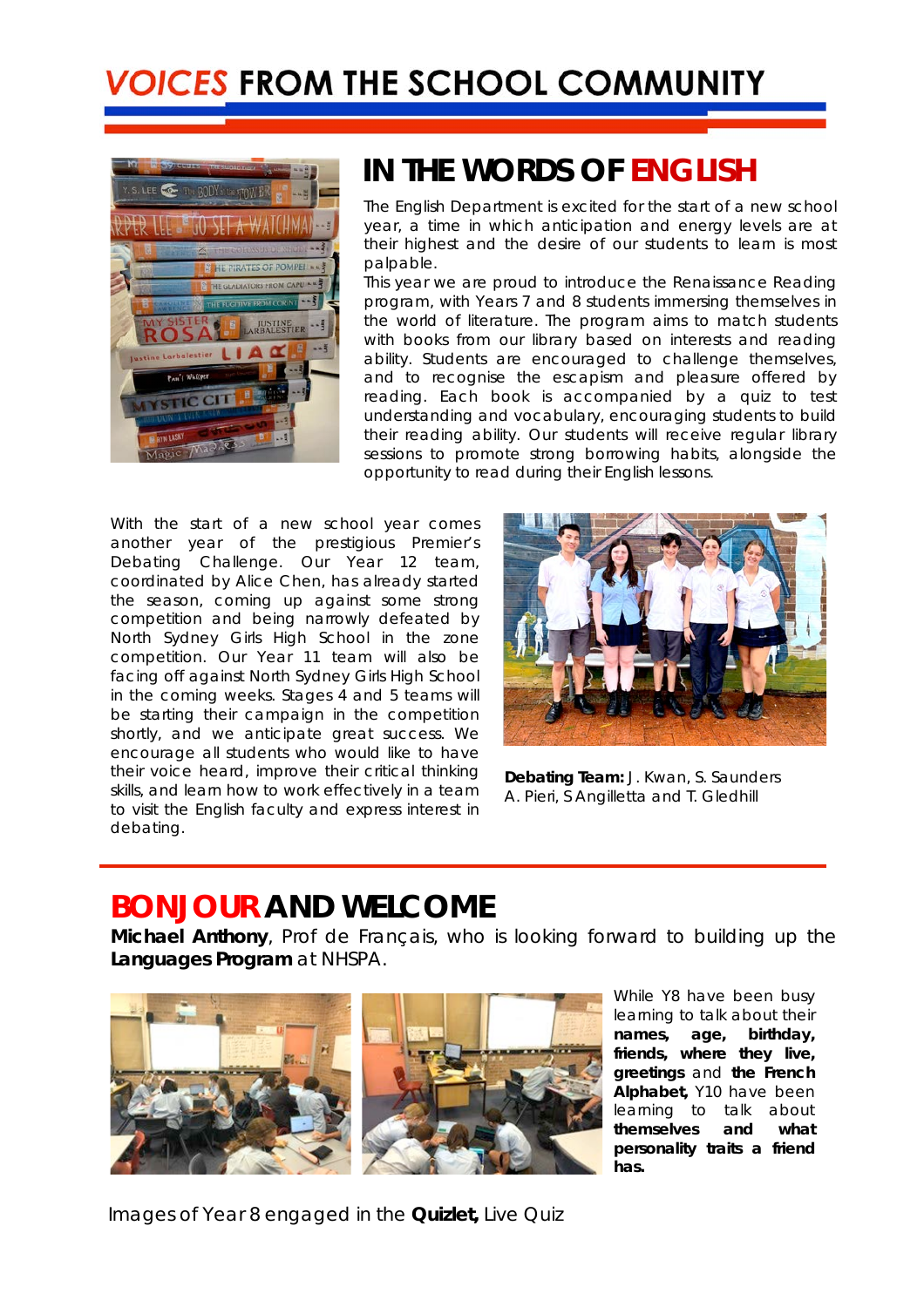# VOICES FROM THE SCHOOL COMMUNITY

## IN THE WORDS OF ENGLISH

The English Department is excited for the start of a new school year, a time in which anticipation and energy levels are at their highest and the desire of our students to learn is most palpable.

This year we are proud to introduce the Renaissance Reading program, with Years 7 and 8 students immersing themselves in the world of literature. The program aims to match students with books from our library based on interests and reading ability. Students are encouraged to challenge themselves, and to recognise the escapism and pleasure offered by reading. Each book is accompanied by a quiz to test understanding and vocabulary, encouraging students to build their reading ability. Our students will receive regular library sessions to promote strong borrowing habits, alongside the opportunity to read during their English lessons.

With the start of a new school year comes another year of the prestigious Premier's Debating Challenge. Our Year 12 team, coordinated by Alice Chen, has already started the season, coming up against some strong competition and being narrowly defeated by North Sydney Girls High School in the zone competition. Our Year 11 team will also be facing off against North Sydney Girls High School in the coming weeks. Stages 4 and 5 teams will be starting their campaign in the competition shortly, and we anticipate great success. We encourage all students who would like to have their voice heard, improve their critical thinking skills, and learn how to work effectively in a team to visit the English faculty and express interest in debating.

**Debating Team:** J. Kwan, S. Saunders A. Pieri, S Angilletta and T. Gledhill

## BONJOUR AND WELCOME

**Michael Anthony**, Prof de Français, who is looking forward to building up the **Languages Program** at NHSPA.

While Y8 have been busy learning to talk about their **names, age, birthday, friends, where they live, greetings** and **the French Alphabet,** Y10 have been learning to talk about **themselves and what personality traits a friend has.**

Images of Year 8 engaged in the **Quizlet,** Live Quiz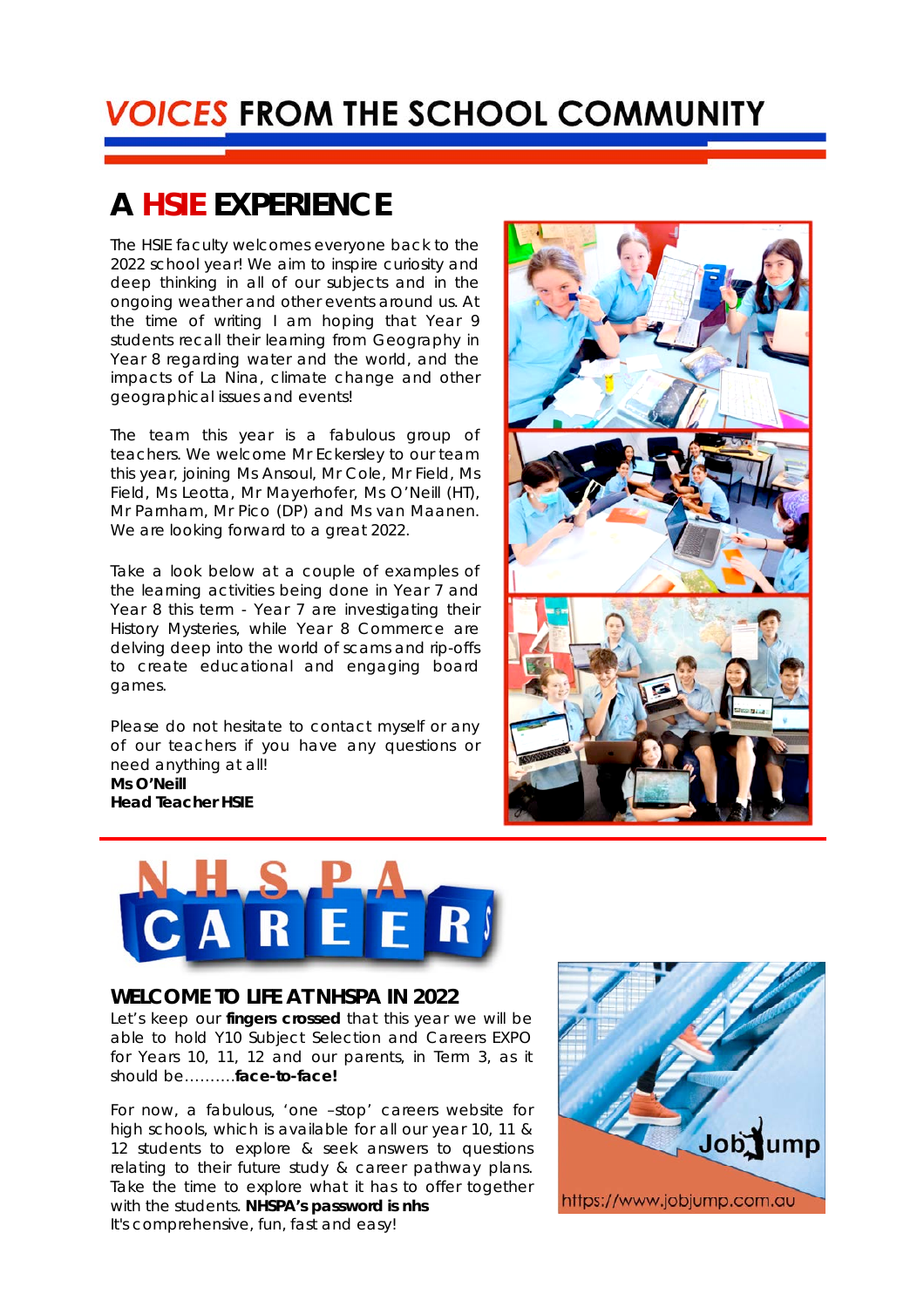# VOICES FROM THE SCHOOL COMMUNITY

## A HSIE EXPERIENCE

The HSIE faculty welcomes everyone back to the 2022 school year! We aim to inspire curiosity and deep thinking in all of our subjects and in the ongoing weather and other events around us. At the time of writing I am hoping that Year 9 students recall their learning from Geography in Year 8 regarding water and the world, and the impacts of La Nina, climate change and other geographical issues and events!

The team this year is a fabulous group of teachers. We welcome Mr Eckersley to our team this year, joining Ms Ansoul, Mr Cole, Mr Field, Ms Field, Ms Leotta, Mr Mayerhofer, Ms O'Neill (HT), Mr Parnham, Mr Pico (DP) and Ms van Maanen. We are looking forward to a great 2022.

Take a look below at a couple of examples of the learning activities being done in Year 7 and Year 8 this term - Year 7 are investigating their History Mysteries, while Year 8 Commerce are delving deep into the world of scams and rip-offs to create educational and engaging board games.

Please do not hesitate to contact myself or any of our teachers if you have any questions or need anything at all!
**Ms O'Neill**
**Head Teacher HSIE**

## NHSPA CAREERS

### WELCOME TO LIFE AT NHSPA IN 2022

Let's keep our **fingers crossed** that this year we will be able to hold Y10 Subject Selection and Careers EXPO for Years 10, 11, 12 and our parents, in Term 3, as it should be..........**face-to-face!**

For now, a fabulous, 'one –stop' careers website for high schools, which is available for all our year 10, 11 & 12 students to explore & seek answers to questions relating to their future study & career pathway plans. Take the time to explore what it has to offer together with the students. **NHSPA's password is nhs**
It's comprehensive, fun, fast and easy!

JobJump
https://www.jobjump.com.au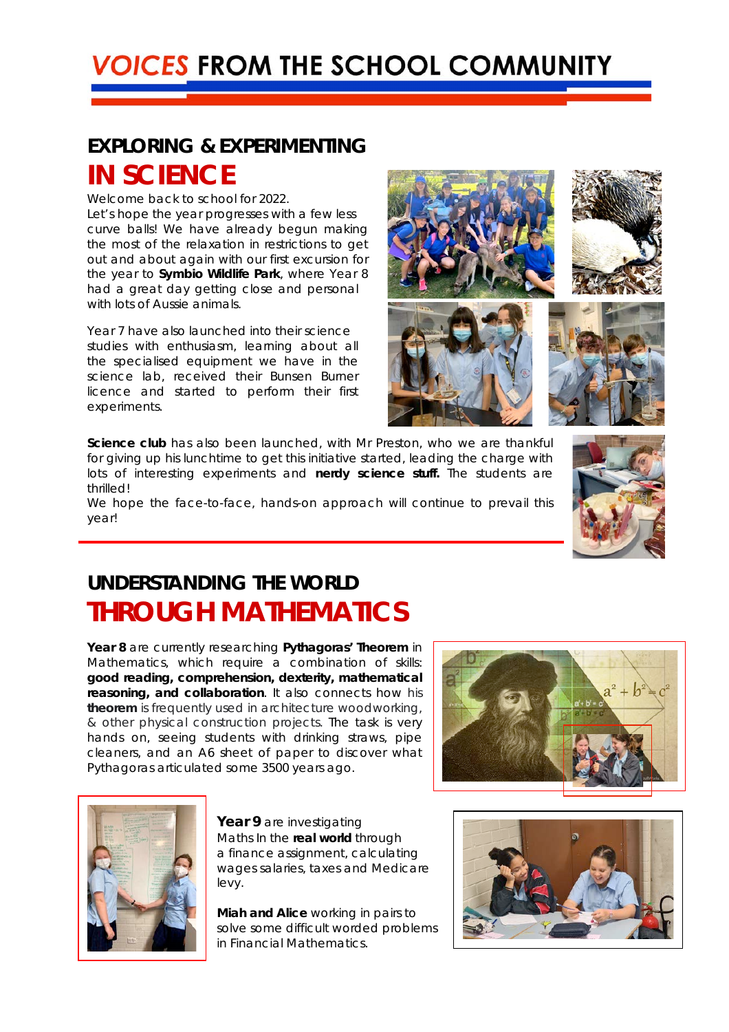# VOICES FROM THE SCHOOL COMMUNITY

## EXPLORING & EXPERIMENTING IN SCIENCE

Welcome back to school for 2022.
Let's hope the year progresses with a few less curve balls! We have already begun making the most of the relaxation in restrictions to get out and about again with our first excursion for the year to **Symbio Wildlife Park**, where Year 8 had a great day getting close and personal with lots of Aussie animals.

Year 7 have also launched into their science studies with enthusiasm, learning about all the specialised equipment we have in the science lab, received their Bunsen Burner licence and started to perform their first experiments.

**Science club** has also been launched, with Mr Preston, who we are thankful for giving up his lunchtime to get this initiative started, leading the charge with lots of interesting experiments and **nerdy science stuff.** The students are thrilled!
We hope the face-to-face, hands-on approach will continue to prevail this year!

## UNDERSTANDING THE WORLD THROUGH MATHEMATICS

**Year 8** are currently researching **Pythagoras' Theorem** in Mathematics, which require a combination of skills: **good reading, comprehension, dexterity, mathematical reasoning, and collaboration**. It also connects how his **theorem** is frequently used in architecture woodworking, & other physical construction projects. The task is very hands on, seeing students with drinking straws, pipe cleaners, and an A6 sheet of paper to discover what Pythagoras articulated some 3500 years ago.

**Year 9** are investigating Maths In the **real world** through a finance assignment, calculating wages salaries, taxes and Medicare levy.

**Miah and Alice** working in pairs to solve some difficult worded problems in Financial Mathematics.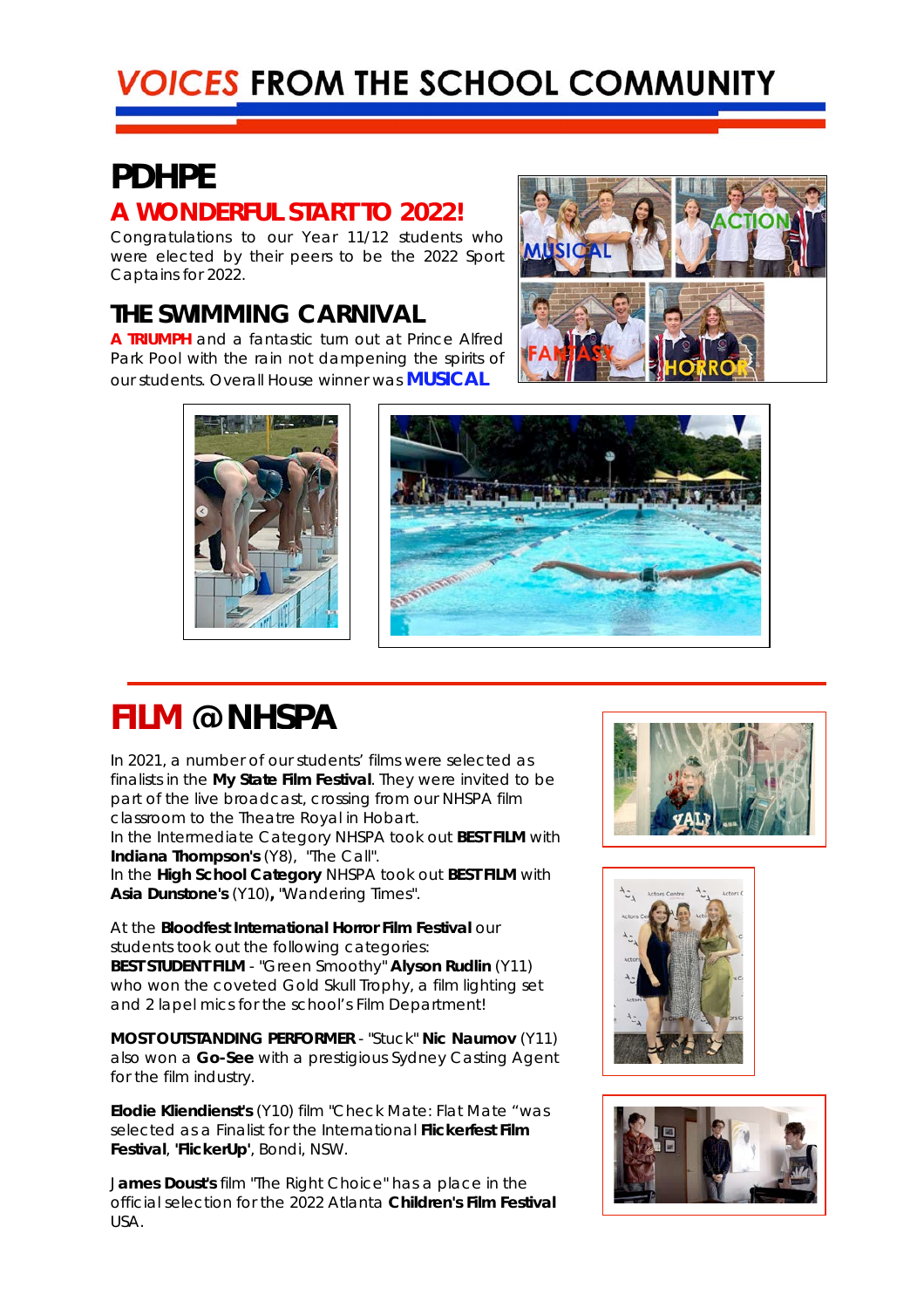# VOICES FROM THE SCHOOL COMMUNITY

## PDHPE

### A WONDERFUL START TO 2022!

Congratulations to our Year 11/12 students who were elected by their peers to be the 2022 Sport Captains for 2022.

### THE SWIMMING CARNIVAL

**A TRIUMPH** and a fantastic turn out at Prince Alfred Park Pool with the rain not dampening the spirits of our students. Overall House winner was **MUSICAL**

## FILM @ NHSPA

In 2021, a number of our students' films were selected as finalists in the **My State Film Festival**. They were invited to be part of the live broadcast, crossing from our NHSPA film classroom to the Theatre Royal in Hobart.
In the Intermediate Category NHSPA took out **BEST FILM** with **Indiana Thompson's** (Y8), "The Call".
In the **High School Category** NHSPA took out **BEST FILM** with **Asia Dunstone's** (Y10), "Wandering Times".

At the **Bloodfest International Horror Film Festival** our students took out the following categories:
**BEST STUDENT FILM** - "Green Smoothy" **Alyson Rudlin** (Y11) who won the coveted Gold Skull Trophy, a film lighting set and 2 lapel mics for the school's Film Department!

**MOST OUTSTANDING PERFORMER** - "Stuck" **Nic Naumov** (Y11) also won a **Go-See** with a prestigious Sydney Casting Agent for the film industry.

**Elodie Kliendienst's** (Y10) film "Check Mate: Flat Mate "was selected as a Finalist for the International **Flickerfest Film Festival**, **'FlickerUp'**, Bondi, NSW.

**James Doust's** film "The Right Choice" has a place in the official selection for the 2022 Atlanta **Children's Film Festival** USA.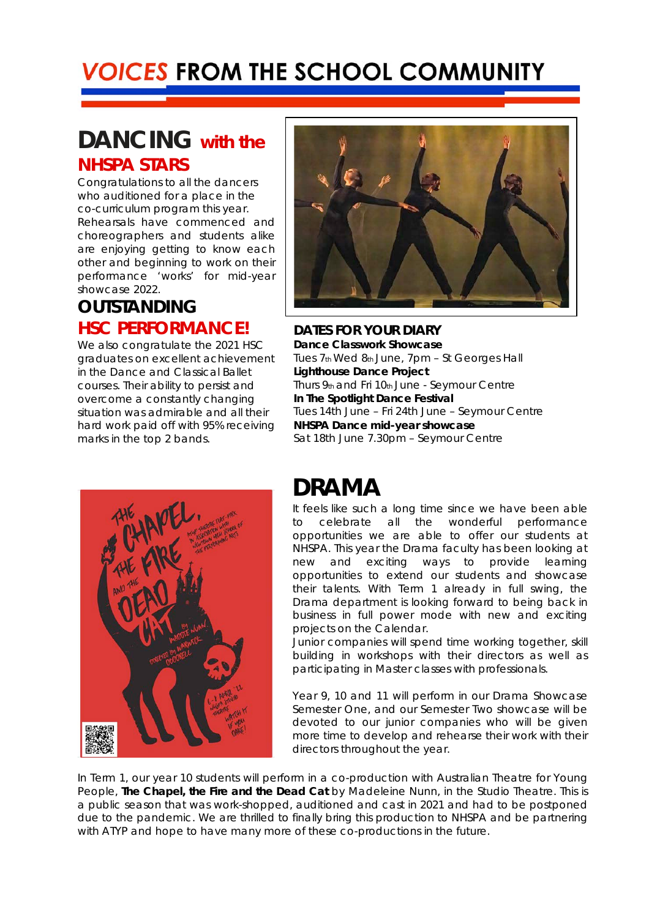# VOICES FROM THE SCHOOL COMMUNITY

## DANCING with the NHSPA STARS

Congratulations to all the dancers who auditioned for a place in the co-curriculum program this year. Rehearsals have commenced and choreographers and students alike are enjoying getting to know each other and beginning to work on their performance 'works' for mid-year showcase 2022.

## OUTSTANDING HSC PERFORMANCE!

We also congratulate the 2021 HSC graduates on excellent achievement in the Dance and Classical Ballet courses. Their ability to persist and overcome a constantly changing situation was admirable and all their hard work paid off with 95% receiving marks in the top 2 bands.

### DATES FOR YOUR DIARY

**Dance Classwork Showcase**
Tues 7th Wed 8th June, 7pm – St Georges Hall

**Lighthouse Dance Project**
Thurs 9th and Fri 10th June - Seymour Centre

**In The Spotlight Dance Festival**
Tues 14th June – Fri 24th June – Seymour Centre

**NHSPA Dance mid-year showcase**
Sat 18th June 7.30pm – Seymour Centre

## DRAMA

It feels like such a long time since we have been able to celebrate all the wonderful performance opportunities we are able to offer our students at NHSPA. This year the Drama faculty has been looking at new and exciting ways to provide learning opportunities to extend our students and showcase their talents. With Term 1 already in full swing, the Drama department is looking forward to being back in business in full power mode with new and exciting projects on the Calendar.

Junior companies will spend time working together, skill building in workshops with their directors as well as participating in Master classes with professionals.

Year 9, 10 and 11 will perform in our Drama Showcase Semester One, and our Semester Two showcase will be devoted to our junior companies who will be given more time to develop and rehearse their work with their directors throughout the year.

In Term 1, our year 10 students will perform in a co-production with Australian Theatre for Young People, **The Chapel, the Fire and the Dead Cat** by Madeleine Nunn, in the Studio Theatre. This is a public season that was work-shopped, auditioned and cast in 2021 and had to be postponed due to the pandemic. We are thrilled to finally bring this production to NHSPA and be partnering with ATYP and hope to have many more of these co-productions in the future.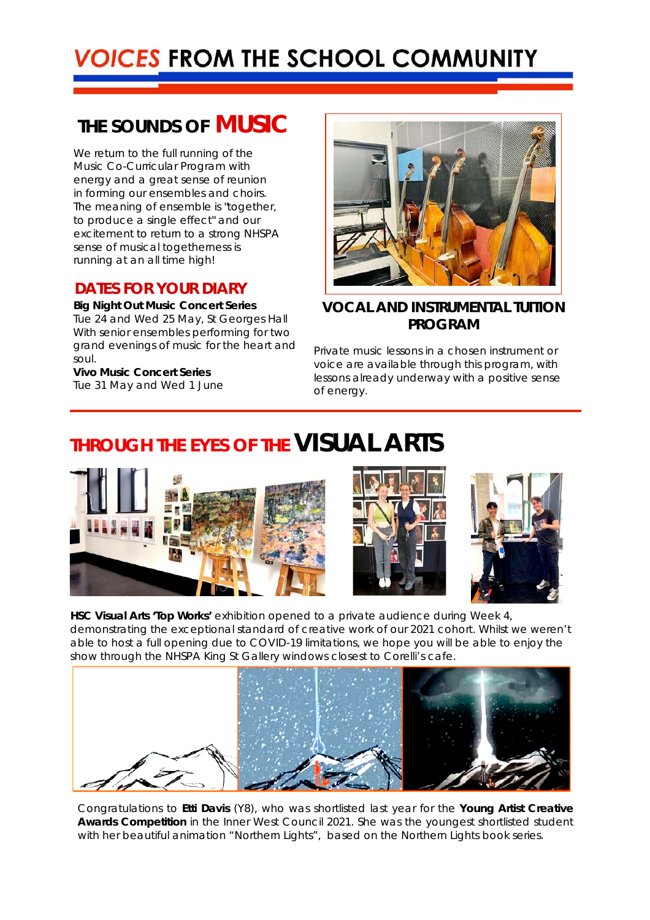# VOICES FROM THE SCHOOL COMMUNITY

## THE SOUNDS OF MUSIC

We return to the full running of the Music Co-Curricular Program with energy and a great sense of reunion in forming our ensembles and choirs. The meaning of ensemble is "together, to produce a single effect" and our excitement to return to a strong NHSPA sense of musical togetherness is running at an all time high!

### DATES FOR YOUR DIARY

**Big Night Out Music Concert Series**
Tue 24 and Wed 25 May, St Georges Hall
With senior ensembles performing for two grand evenings of music for the heart and soul.

**Vivo Music Concert Series**
Tue 31 May and Wed 1 June

### VOCAL AND INSTRUMENTAL TUITION PROGRAM

Private music lessons in a chosen instrument or voice are available through this program, with lessons already underway with a positive sense of energy.

## THROUGH THE EYES OF THE VISUAL ARTS

**HSC Visual Arts 'Top Works'** exhibition opened to a private audience during Week 4, demonstrating the exceptional standard of creative work of our 2021 cohort. Whilst we weren't able to host a full opening due to COVID-19 limitations, we hope you will be able to enjoy the show through the NHSPA King St Gallery windows closest to Corelli's cafe.

Congratulations to **Etti Davis** (Y8), who was shortlisted last year for the **Young Artist Creative Awards Competition** in the Inner West Council 2021. She was the youngest shortlisted student with her beautiful animation "Northern Lights", based on the Northern Lights book series.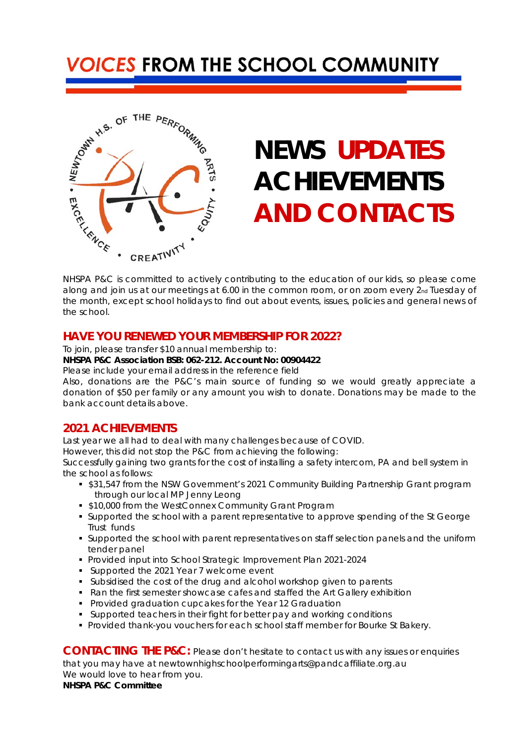# VOICES FROM THE SCHOOL COMMUNITY

# NEWS UPDATES ACHIEVEMENTS AND CONTACTS

NHSPA P&C is committed to actively contributing to the education of our kids, so please come along and join us at our meetings at 6.00 in the common room, or on zoom every 2nd Tuesday of the month, except school holidays to find out about events, issues, policies and general news of the school.

## HAVE YOU RENEWED YOUR MEMBERSHIP FOR 2022?

To join, please transfer $10 annual membership to:
**NHSPA P&C Association BSB: 062-212. Account No: 00904422**
Please include your email address in the reference field
Also, donations are the P&C's main source of funding so we would greatly appreciate a donation of $50 per family or any amount you wish to donate. Donations may be made to the bank account details above.

## 2021 ACHIEVEMENTS

Last year we all had to deal with many challenges because of COVID.
However, this did not stop the P&C from achieving the following:
Successfully gaining two grants for the cost of installing a safety intercom, PA and bell system in the school as follows:

- $31,547 from the NSW Government's 2021 Community Building Partnership Grant program through our local MP Jenny Leong
- $10,000 from the WestConnex Community Grant Program
- Supported the school with a parent representative to approve spending of the St George Trust funds
- Supported the school with parent representatives on staff selection panels and the uniform tender panel
- Provided input into School Strategic Improvement Plan 2021-2024
- Supported the 2021 Year 7 welcome event
- Subsidised the cost of the drug and alcohol workshop given to parents
- Ran the first semester showcase cafes and staffed the Art Gallery exhibition
- Provided graduation cupcakes for the Year 12 Graduation
- Supported teachers in their fight for better pay and working conditions
- Provided thank-you vouchers for each school staff member for Bourke St Bakery.

**CONTACTING THE P&C:** Please don't hesitate to contact us with any issues or enquiries that you may have at newtownhighschoolperformingarts@pandcaffiliate.org.au
We would love to hear from you.
**NHSPA P&C Committee**